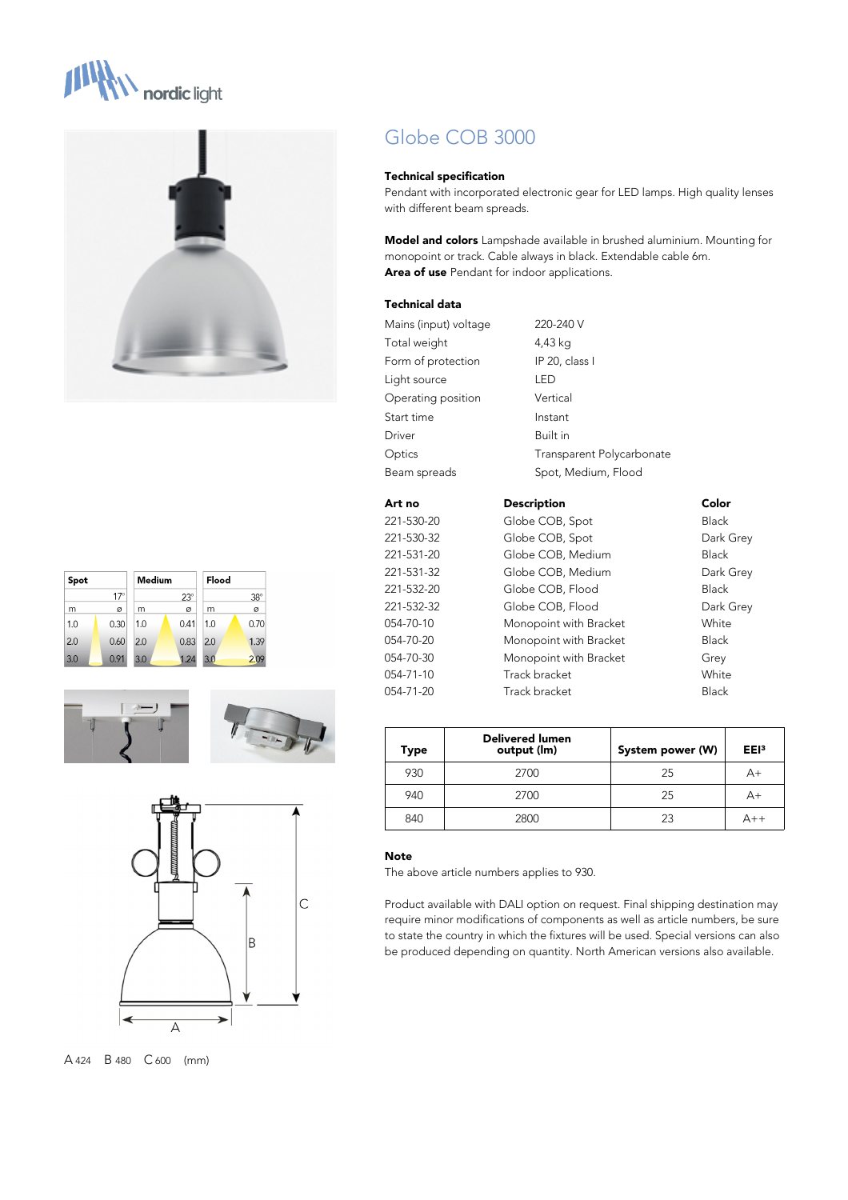# Globe COB 3000

**Technical specification**
Pendant with incorporated electronic gear for LED lamps. High quality lenses with different beam spreads.

**Model and colors** Lampshade available in brushed aluminium. Mounting for monopoint or track. Cable always in black. Extendable cable 6m.
**Area of use** Pendant for indoor applications.

**Technical data**

| | |
|---|---|
| Mains (input) voltage | 220-240 V |
| Total weight | 4,43 kg |
| Form of protection | IP 20, class I |
| Light source | LED |
| Operating position | Vertical |
| Start time | Instant |
| Driver | Built in |
| Optics | Transparent Polycarbonate |
| Beam spreads | Spot, Medium, Flood |

| Art no | Description | Color |
|---|---|---|
| 221-530-20 | Globe COB, Spot | Black |
| 221-530-32 | Globe COB, Spot | Dark Grey |
| 221-531-20 | Globe COB, Medium | Black |
| 221-531-32 | Globe COB, Medium | Dark Grey |
| 221-532-20 | Globe COB, Flood | Black |
| 221-532-32 | Globe COB, Flood | Dark Grey |
| 054-70-10 | Monopoint with Bracket | White |
| 054-70-20 | Monopoint with Bracket | Black |
| 054-70-30 | Monopoint with Bracket | Grey |
| 054-71-10 | Track bracket | White |
| 054-71-20 | Track bracket | Black |

| Spot 17° | | Medium 23° | | Flood 38° | |
|---|---|---|---|---|---|
| m | ø | m | ø | m | ø |
| 1.0 | 0.30 | 1.0 | 0.41 | 1.0 | 0.70 |
| 2.0 | 0.60 | 2.0 | 0.83 | 2.0 | 1.39 |
| 3.0 | 0.91 | 3.0 | 1.24 | 3.0 | 2.09 |

| Type | Delivered lumen output (lm) | System power (W) | EEI³ |
|---|---|---|---|
| 930 | 2700 | 25 | A+ |
| 940 | 2700 | 25 | A+ |
| 840 | 2800 | 23 | A++ |

**Note**
The above article numbers applies to 930.

Product available with DALI option on request. Final shipping destination may require minor modifications of components as well as article numbers, be sure to state the country in which the fixtures will be used. Special versions can also be produced depending on quantity. North American versions also available.

A 424 B 480 C 600 (mm)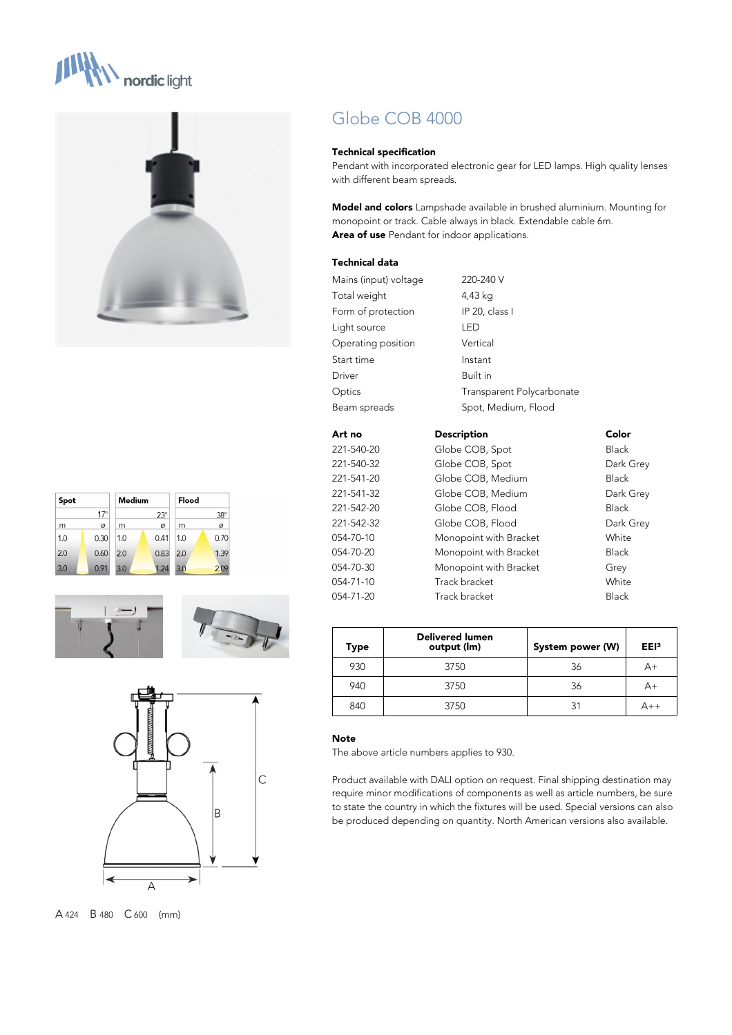# Globe COB 4000

**Technical specification**
Pendant with incorporated electronic gear for LED lamps. High quality lenses with different beam spreads.

**Model and colors** Lampshade available in brushed aluminium. Mounting for monopoint or track. Cable always in black. Extendable cable 6m.
**Area of use** Pendant for indoor applications.

**Technical data**

| | |
|---|---|
| Mains (input) voltage | 220-240 V |
| Total weight | 4,43 kg |
| Form of protection | IP 20, class I |
| Light source | LED |
| Operating position | Vertical |
| Start time | Instant |
| Driver | Built in |
| Optics | Transparent Polycarbonate |
| Beam spreads | Spot, Medium, Flood |

| Art no | Description | Color |
|---|---|---|
| 221-540-20 | Globe COB, Spot | Black |
| 221-540-32 | Globe COB, Spot | Dark Grey |
| 221-541-20 | Globe COB, Medium | Black |
| 221-541-32 | Globe COB, Medium | Dark Grey |
| 221-542-20 | Globe COB, Flood | Black |
| 221-542-32 | Globe COB, Flood | Dark Grey |
| 054-70-10 | Monopoint with Bracket | White |
| 054-70-20 | Monopoint with Bracket | Black |
| 054-70-30 | Monopoint with Bracket | Grey |
| 054-71-10 | Track bracket | White |
| 054-71-20 | Track bracket | Black |

| Spot 17° m | ø | Medium 23° m | ø | Flood 38° m | ø |
|---|---|---|---|---|---|
| 1.0 | 0.30 | 1.0 | 0.41 | 1.0 | 0.70 |
| 2.0 | 0.60 | 2.0 | 0.83 | 2.0 | 1.39 |
| 3.0 | 0.91 | 3.0 | 1.24 | 3.0 | 2.09 |

| Type | Delivered lumen output (lm) | System power (W) | EEI³ |
|---|---|---|---|
| 930 | 3750 | 36 | A+ |
| 940 | 3750 | 36 | A+ |
| 840 | 3750 | 31 | A++ |

**Note**
The above article numbers applies to 930.

Product available with DALI option on request. Final shipping destination may require minor modifications of components as well as article numbers, be sure to state the country in which the fixtures will be used. Special versions can also be produced depending on quantity. North American versions also available.

A 424 B 480 C 600 (mm)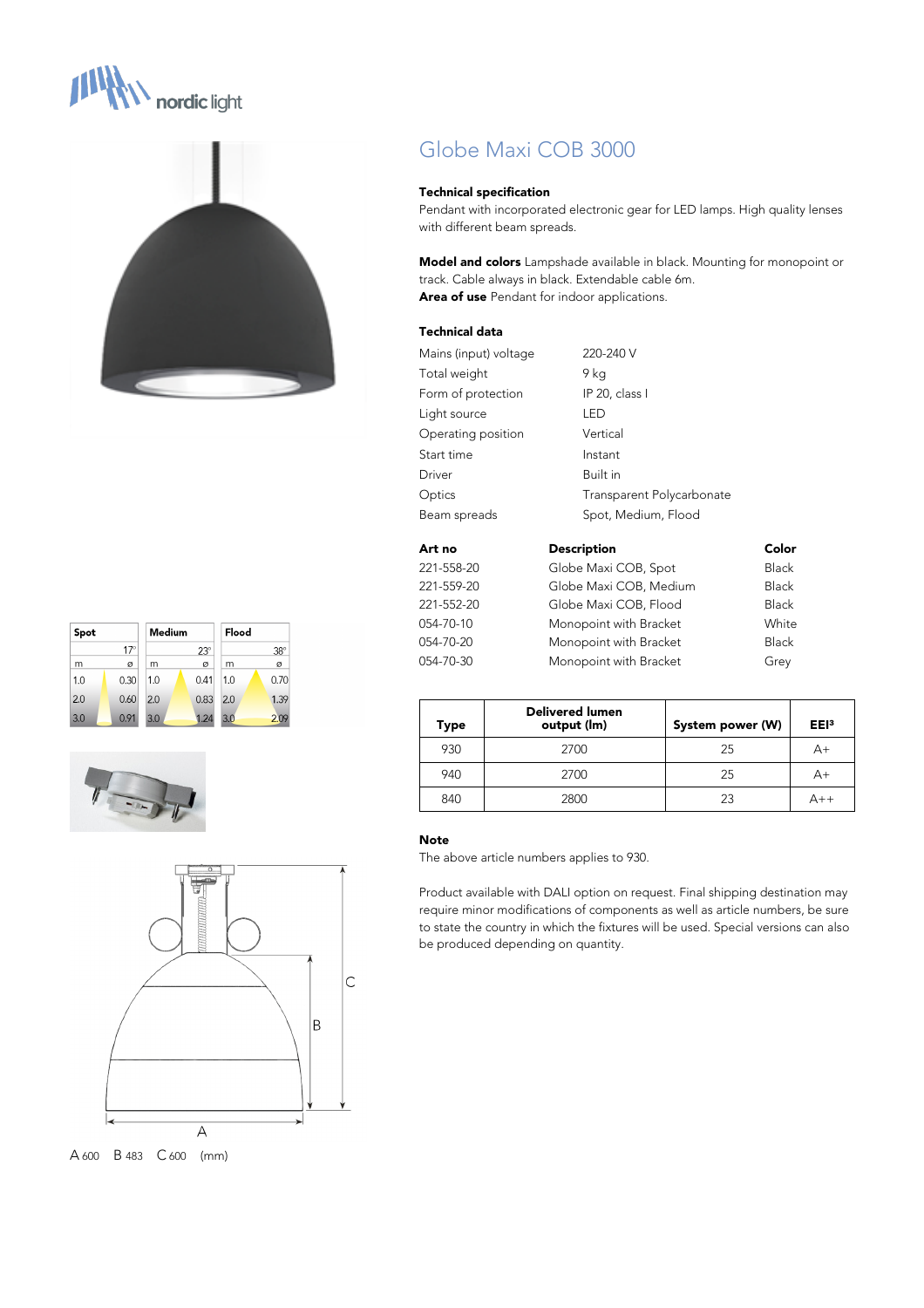nordic light

# Globe Maxi COB 3000

**Technical specification**
Pendant with incorporated electronic gear for LED lamps. High quality lenses with different beam spreads.

**Model and colors** Lampshade available in black. Mounting for monopoint or track. Cable always in black. Extendable cable 6m.
**Area of use** Pendant for indoor applications.

**Technical data**

| | |
|---|---|
| Mains (input) voltage | 220-240 V |
| Total weight | 9 kg |
| Form of protection | IP 20, class I |
| Light source | LED |
| Operating position | Vertical |
| Start time | Instant |
| Driver | Built in |
| Optics | Transparent Polycarbonate |
| Beam spreads | Spot, Medium, Flood |

| Art no | Description | Color |
|---|---|---|
| 221-558-20 | Globe Maxi COB, Spot | Black |
| 221-559-20 | Globe Maxi COB, Medium | Black |
| 221-552-20 | Globe Maxi COB, Flood | Black |
| 054-70-10 | Monopoint with Bracket | White |
| 054-70-20 | Monopoint with Bracket | Black |
| 054-70-30 | Monopoint with Bracket | Grey |

| Spot | | Medium | | Flood | |
|---|---|---|---|---|---|
| | 17° | | 23° | | 38° |
| m | ø | m | ø | m | ø |
| 1.0 | 0.30 | 1.0 | 0.41 | 1.0 | 0.70 |
| 2.0 | 0.60 | 2.0 | 0.83 | 2.0 | 1.39 |
| 3.0 | 0.91 | 3.0 | 1.24 | 3.0 | 2.09 |

| Type | Delivered lumen output (lm) | System power (W) | EEI[3] |
|---|---|---|---|
| 930 | 2700 | 25 | A+ |
| 940 | 2700 | 25 | A+ |
| 840 | 2800 | 23 | A++ |

**Note**
The above article numbers applies to 930.

Product available with DALI option on request. Final shipping destination may require minor modifications of components as well as article numbers, be sure to state the country in which the fixtures will be used. Special versions can also be produced depending on quantity.

A 600 B 483 C 600 (mm)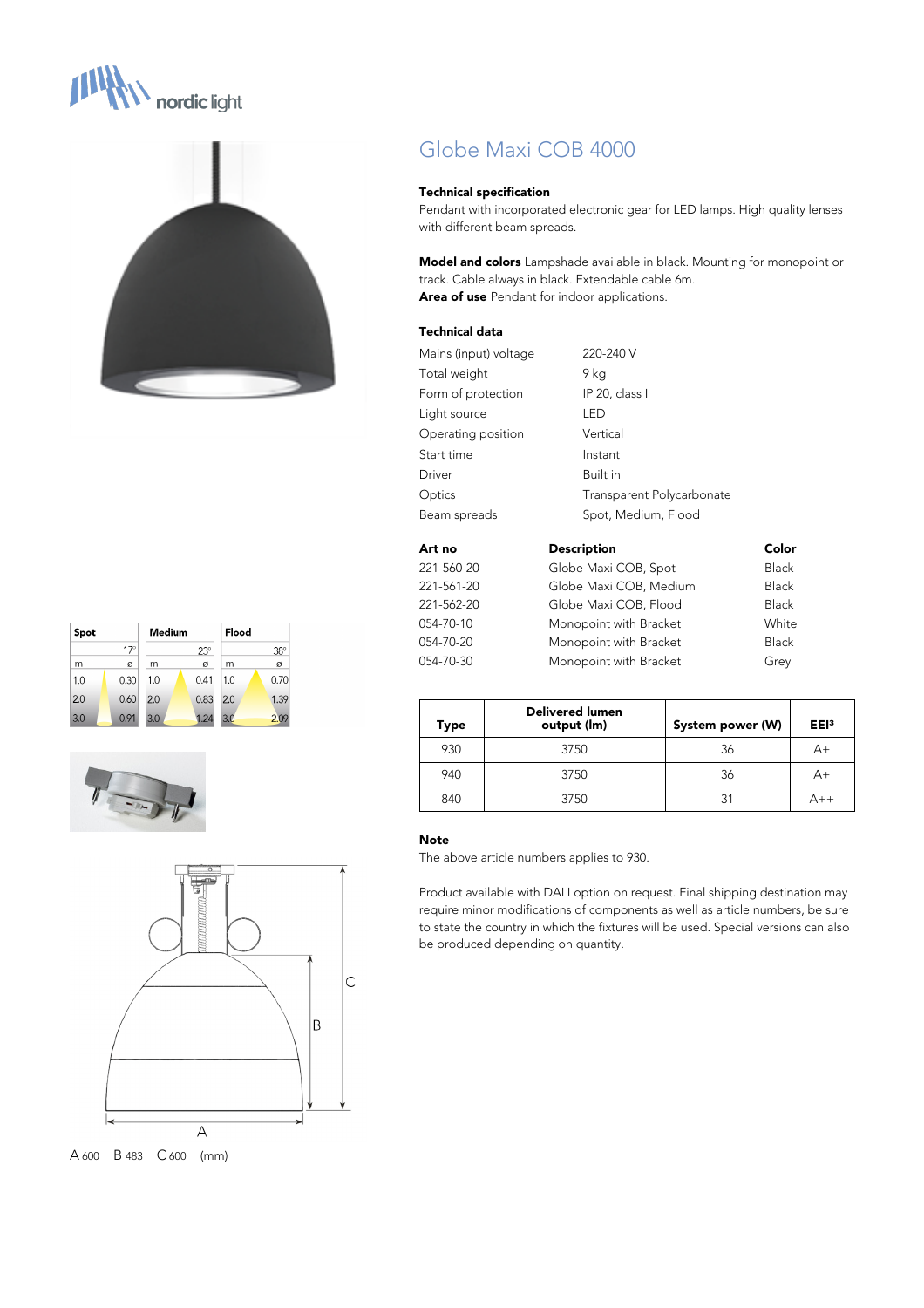# Globe Maxi COB 4000

**Technical specification**
Pendant with incorporated electronic gear for LED lamps. High quality lenses with different beam spreads.

**Model and colors** Lampshade available in black. Mounting for monopoint or track. Cable always in black. Extendable cable 6m.
**Area of use** Pendant for indoor applications.

**Technical data**

| | |
|---|---|
| Mains (input) voltage | 220-240 V |
| Total weight | 9 kg |
| Form of protection | IP 20, class I |
| Light source | LED |
| Operating position | Vertical |
| Start time | Instant |
| Driver | Built in |
| Optics | Transparent Polycarbonate |
| Beam spreads | Spot, Medium, Flood |

| Art no | Description | Color |
|---|---|---|
| 221-560-20 | Globe Maxi COB, Spot | Black |
| 221-561-20 | Globe Maxi COB, Medium | Black |
| 221-562-20 | Globe Maxi COB, Flood | Black |
| 054-70-10 | Monopoint with Bracket | White |
| 054-70-20 | Monopoint with Bracket | Black |
| 054-70-30 | Monopoint with Bracket | Grey |

| Spot | | Medium | | Flood | |
|---|---|---|---|---|---|
| | 17° | | 23° | | 38° |
| m | ø | m | ø | m | ø |
| 1.0 | 0.30 | 1.0 | 0.41 | 1.0 | 0.70 |
| 2.0 | 0.60 | 2.0 | 0.83 | 2.0 | 1.39 |
| 3.0 | 0.91 | 3.0 | 1.24 | 3.0 | 2.09 |

| Type | Delivered lumen output (lm) | System power (W) | EEI[3] |
|---|---|---|---|
| 930 | 3750 | 36 | A+ |
| 940 | 3750 | 36 | A+ |
| 840 | 3750 | 31 | A++ |

**Note**
The above article numbers applies to 930.

Product available with DALI option on request. Final shipping destination may require minor modifications of components as well as article numbers, be sure to state the country in which the fixtures will be used. Special versions can also be produced depending on quantity.

A 600 B 483 C 600 (mm)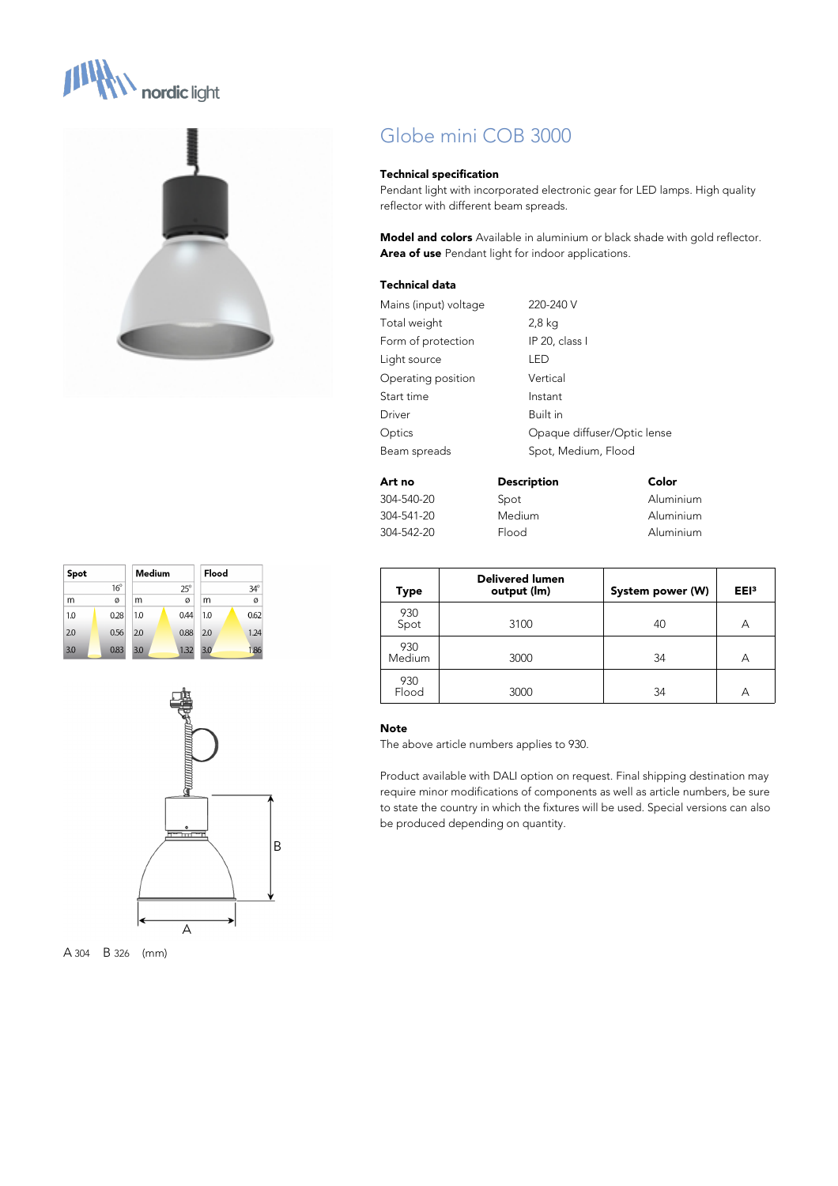# Globe mini COB 3000

### Technical specification

Pendant light with incorporated electronic gear for LED lamps. High quality reflector with different beam spreads.

**Model and colors** Available in aluminium or black shade with gold reflector.
**Area of use** Pendant light for indoor applications.

### Technical data

| | |
|---|---|
| Mains (input) voltage | 220-240 V |
| Total weight | 2,8 kg |
| Form of protection | IP 20, class I |
| Light source | LED |
| Operating position | Vertical |
| Start time | Instant |
| Driver | Built in |
| Optics | Opaque diffuser/Optic lense |
| Beam spreads | Spot, Medium, Flood |

| Art no | Description | Color |
|---|---|---|
| 304-540-20 | Spot | Aluminium |
| 304-541-20 | Medium | Aluminium |
| 304-542-20 | Flood | Aluminium |

| Spot | 16° | Medium | 25° | Flood | 34° |
|---|---|---|---|---|---|
| m | ø | m | ø | m | ø |
| 1.0 | 0.28 | 1.0 | 0.44 | 1.0 | 0.62 |
| 2.0 | 0.56 | 2.0 | 0.88 | 2.0 | 1.24 |
| 3.0 | 0.83 | 3.0 | 1.32 | 3.0 | 1.86 |

| Type | Delivered lumen output (lm) | System power (W) | EEI[3] |
|---|---|---|---|
| 930 Spot | 3100 | 40 | A |
| 930 Medium | 3000 | 34 | A |
| 930 Flood | 3000 | 34 | A |

A 304 B 326 (mm)

### Note

The above article numbers applies to 930.

Product available with DALI option on request. Final shipping destination may require minor modifications of components as well as article numbers, be sure to state the country in which the fixtures will be used. Special versions can also be produced depending on quantity.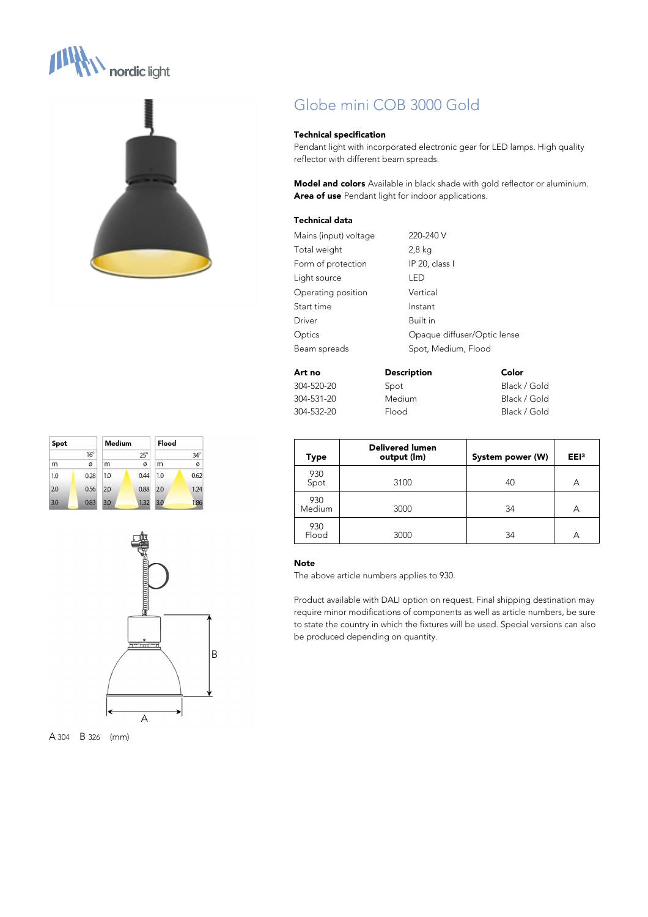# Globe mini COB 3000 Gold

### Technical specification

Pendant light with incorporated electronic gear for LED lamps. High quality reflector with different beam spreads.

**Model and colors** Available in black shade with gold reflector or aluminium.
**Area of use** Pendant light for indoor applications.

### Technical data

| | |
|---|---|
| Mains (input) voltage | 220-240 V |
| Total weight | 2,8 kg |
| Form of protection | IP 20, class I |
| Light source | LED |
| Operating position | Vertical |
| Start time | Instant |
| Driver | Built in |
| Optics | Opaque diffuser/Optic lense |
| Beam spreads | Spot, Medium, Flood |

| Art no | Description | Color |
|---|---|---|
| 304-520-20 | Spot | Black / Gold |
| 304-531-20 | Medium | Black / Gold |
| 304-532-20 | Flood | Black / Gold |

| Spot 16° m | ø | Medium 25° m | ø | Flood 34° m | ø |
|---|---|---|---|---|---|
| 1.0 | 0.28 | 1.0 | 0.44 | 1.0 | 0.62 |
| 2.0 | 0.56 | 2.0 | 0.88 | 2.0 | 1.24 |
| 3.0 | 0.83 | 3.0 | 1.32 | 3.0 | 1.86 |

| Type | Delivered lumen output (lm) | System power (W) | EEI[3] |
|---|---|---|---|
| 930 Spot | 3100 | 40 | A |
| 930 Medium | 3000 | 34 | A |
| 930 Flood | 3000 | 34 | A |

A 304 B 326 (mm)

### Note

The above article numbers applies to 930.

Product available with DALI option on request. Final shipping destination may require minor modifications of components as well as article numbers, be sure to state the country in which the fixtures will be used. Special versions can also be produced depending on quantity.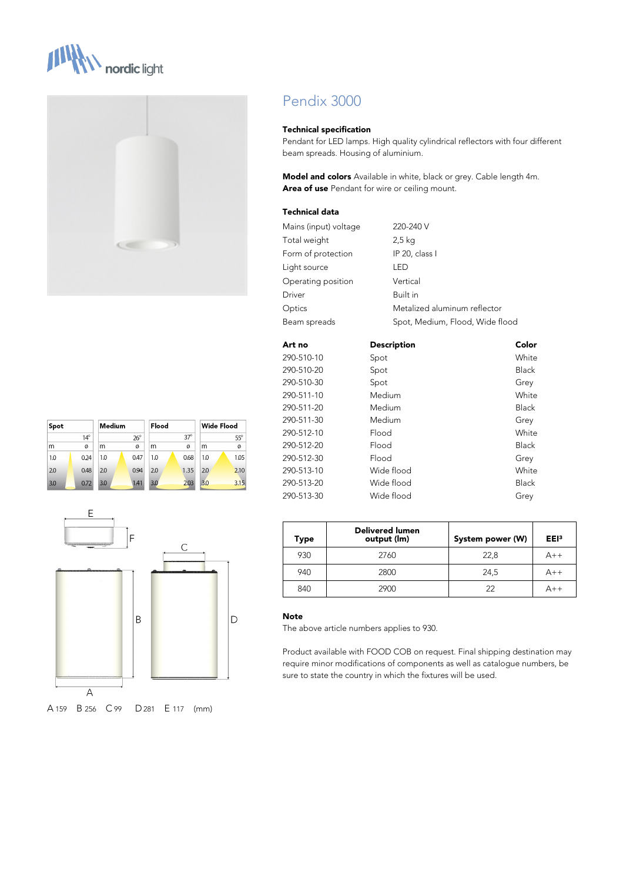# Pendix 3000

### Technical specification

Pendant for LED lamps. High quality cylindrical reflectors with four different beam spreads. Housing of aluminium.

**Model and colors** Available in white, black or grey. Cable length 4m.
**Area of use** Pendant for wire or ceiling mount.

### Technical data

| | |
|---|---|
| Mains (input) voltage | 220-240 V |
| Total weight | 2,5 kg |
| Form of protection | IP 20, class I |
| Light source | LED |
| Operating position | Vertical |
| Driver | Built in |
| Optics | Metalized aluminum reflector |
| Beam spreads | Spot, Medium, Flood, Wide flood |

| Art no | Description | Color |
|---|---|---|
| 290-510-10 | Spot | White |
| 290-510-20 | Spot | Black |
| 290-510-30 | Spot | Grey |
| 290-511-10 | Medium | White |
| 290-511-20 | Medium | Black |
| 290-511-30 | Medium | Grey |
| 290-512-10 | Flood | White |
| 290-512-20 | Flood | Black |
| 290-512-30 | Flood | Grey |
| 290-513-10 | Wide flood | White |
| 290-513-20 | Wide flood | Black |
| 290-513-30 | Wide flood | Grey |

| Spot | | Medium | | Flood | | Wide Flood | |
|---|---|---|---|---|---|---|---|
| | 14° | | 26° | | 37° | | 55° |
| m | ø | m | ø | m | ø | m | ø |
| 1.0 | 0.24 | 1.0 | 0.47 | 1.0 | 0.68 | 1.0 | 1.05 |
| 2.0 | 0.48 | 2.0 | 0.94 | 2.0 | 1.35 | 2.0 | 2.10 |
| 3.0 | 0.72 | 3.0 | 1.41 | 3.0 | 2.03 | 3.0 | 3.15 |

| Type | Delivered lumen output (lm) | System power (W) | EEI³ |
|---|---|---|---|
| 930 | 2760 | 22,8 | A++ |
| 940 | 2800 | 24,5 | A++ |
| 840 | 2900 | 22 | A++ |

A 159 B 256 C 99 D 281 E 117 (mm)

### Note

The above article numbers applies to 930.

Product available with FOOD COB on request. Final shipping destination may require minor modifications of components as well as catalogue numbers, be sure to state the country in which the fixtures will be used.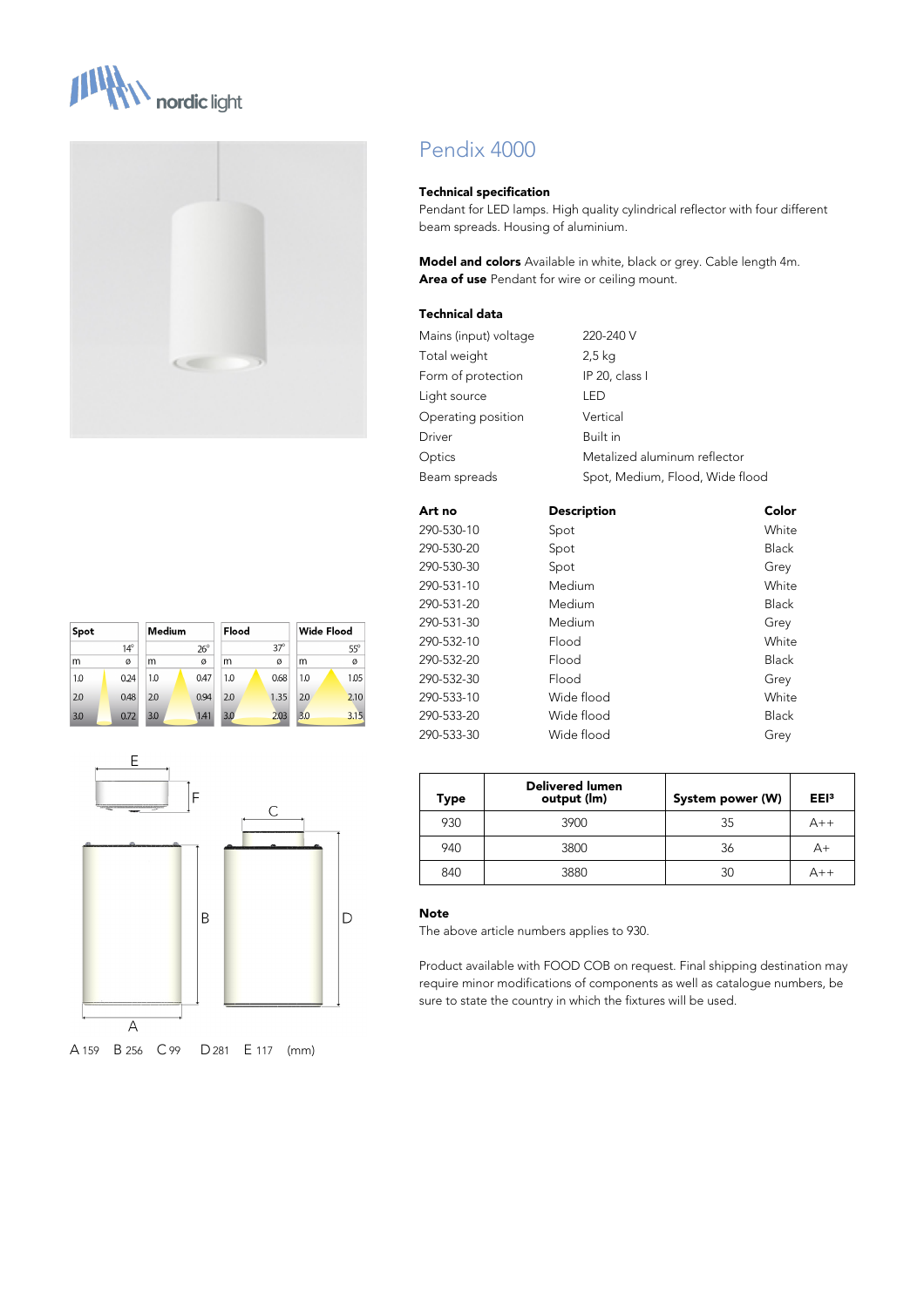# Pendix 4000

**Technical specification**
Pendant for LED lamps. High quality cylindrical reflector with four different beam spreads. Housing of aluminium.

**Model and colors** Available in white, black or grey. Cable length 4m.
**Area of use** Pendant for wire or ceiling mount.

**Technical data**

| | |
|---|---|
| Mains (input) voltage | 220-240 V |
| Total weight | 2,5 kg |
| Form of protection | IP 20, class I |
| Light source | LED |
| Operating position | Vertical |
| Driver | Built in |
| Optics | Metalized aluminum reflector |
| Beam spreads | Spot, Medium, Flood, Wide flood |

| Art no | Description | Color |
|---|---|---|
| 290-530-10 | Spot | White |
| 290-530-20 | Spot | Black |
| 290-530-30 | Spot | Grey |
| 290-531-10 | Medium | White |
| 290-531-20 | Medium | Black |
| 290-531-30 | Medium | Grey |
| 290-532-10 | Flood | White |
| 290-532-20 | Flood | Black |
| 290-532-30 | Flood | Grey |
| 290-533-10 | Wide flood | White |
| 290-533-20 | Wide flood | Black |
| 290-533-30 | Wide flood | Grey |

| Type | Delivered lumen output (lm) | System power (W) | EEI³ |
|---|---|---|---|
| 930 | 3900 | 35 | A++ |
| 940 | 3800 | 36 | A+ |
| 840 | 3880 | 30 | A++ |

**Note**
The above article numbers applies to 930.

Product available with FOOD COB on request. Final shipping destination may require minor modifications of components as well as catalogue numbers, be sure to state the country in which the fixtures will be used.

Spot
14°
m ø
1.0 0.24
2.0 0.48
3.0 0.72

Medium
26°
m ø
1.0 0.47
2.0 0.94
3.0 1.41

Flood
37°
m ø
1.0 0.68
2.0 1.35
3.0 2.03

Wide Flood
55°
m ø
1.0 1.05
2.0 2.10
3.0 3.15

E F C B D A

A 159 B 256 C 99 D 281 E 117 (mm)